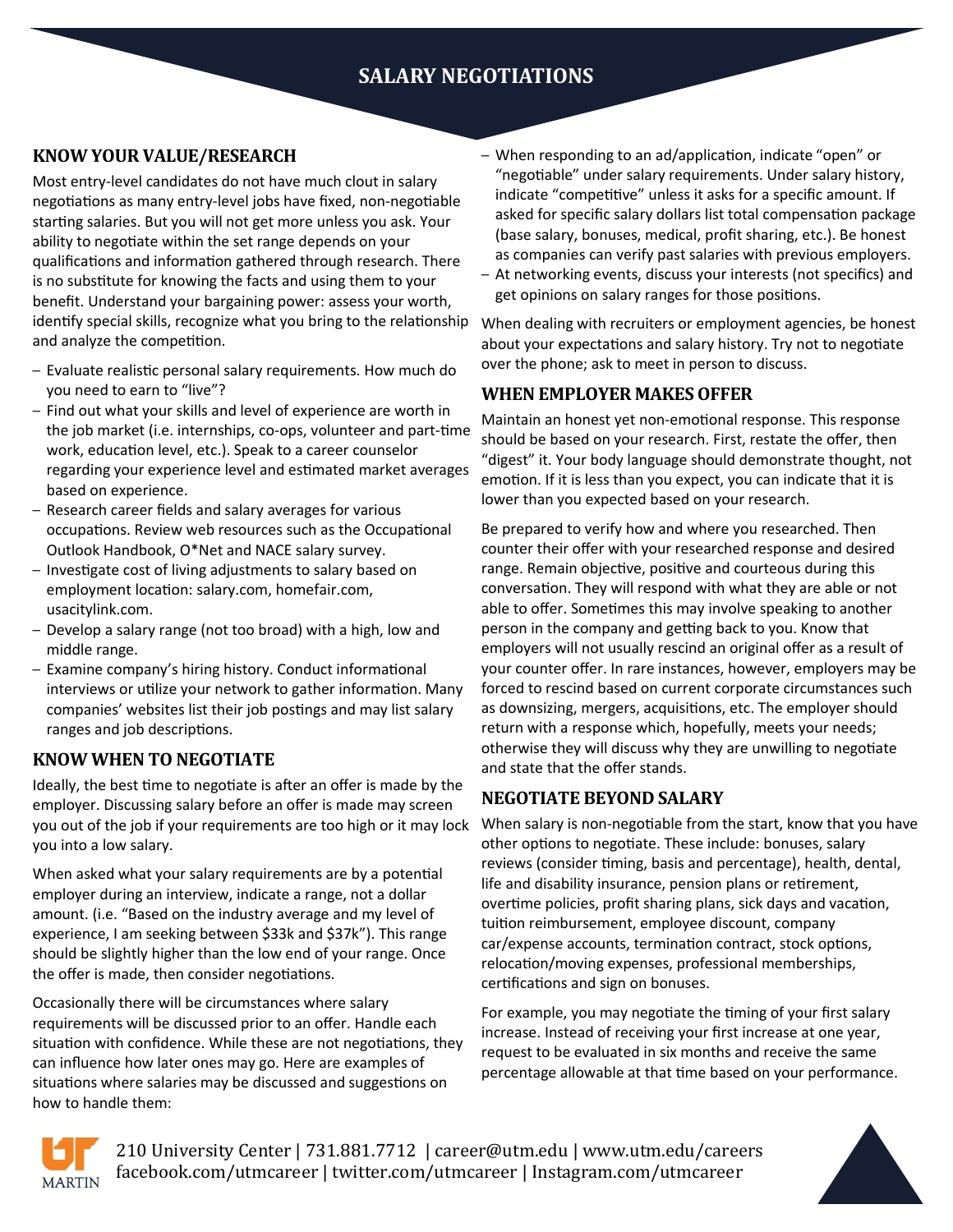# SALARY NEGOTIATIONS

## KNOW YOUR VALUE/RESEARCH

Most entry-level candidates do not have much clout in salary negotiations as many entry-level jobs have fixed, non-negotiable starting salaries. But you will not get more unless you ask. Your ability to negotiate within the set range depends on your qualifications and information gathered through research. There is no substitute for knowing the facts and using them to your benefit. Understand your bargaining power: assess your worth, identify special skills, recognize what you bring to the relationship and analyze the competition.

- Evaluate realistic personal salary requirements. How much do you need to earn to "live"?
- Find out what your skills and level of experience are worth in the job market (i.e. internships, co-ops, volunteer and part-time work, education level, etc.). Speak to a career counselor regarding your experience level and estimated market averages based on experience.
- Research career fields and salary averages for various occupations. Review web resources such as the Occupational Outlook Handbook, O*Net and NACE salary survey.
- Investigate cost of living adjustments to salary based on employment location: salary.com, homefair.com, usacitylink.com.
- Develop a salary range (not too broad) with a high, low and middle range.
- Examine company's hiring history. Conduct informational interviews or utilize your network to gather information. Many companies' websites list their job postings and may list salary ranges and job descriptions.

## KNOW WHEN TO NEGOTIATE

Ideally, the best time to negotiate is after an offer is made by the employer. Discussing salary before an offer is made may screen you out of the job if your requirements are too high or it may lock you into a low salary.

When asked what your salary requirements are by a potential employer during an interview, indicate a range, not a dollar amount. (i.e. "Based on the industry average and my level of experience, I am seeking between $33k and $37k"). This range should be slightly higher than the low end of your range. Once the offer is made, then consider negotiations.

Occasionally there will be circumstances where salary requirements will be discussed prior to an offer. Handle each situation with confidence. While these are not negotiations, they can influence how later ones may go. Here are examples of situations where salaries may be discussed and suggestions on how to handle them:

- When responding to an ad/application, indicate "open" or "negotiable" under salary requirements. Under salary history, indicate "competitive" unless it asks for a specific amount. If asked for specific salary dollars list total compensation package (base salary, bonuses, medical, profit sharing, etc.). Be honest as companies can verify past salaries with previous employers.
- At networking events, discuss your interests (not specifics) and get opinions on salary ranges for those positions.

When dealing with recruiters or employment agencies, be honest about your expectations and salary history. Try not to negotiate over the phone; ask to meet in person to discuss.

## WHEN EMPLOYER MAKES OFFER

Maintain an honest yet non-emotional response. This response should be based on your research. First, restate the offer, then "digest" it. Your body language should demonstrate thought, not emotion. If it is less than you expect, you can indicate that it is lower than you expected based on your research.

Be prepared to verify how and where you researched. Then counter their offer with your researched response and desired range. Remain objective, positive and courteous during this conversation. They will respond with what they are able or not able to offer. Sometimes this may involve speaking to another person in the company and getting back to you. Know that employers will not usually rescind an original offer as a result of your counter offer. In rare instances, however, employers may be forced to rescind based on current corporate circumstances such as downsizing, mergers, acquisitions, etc. The employer should return with a response which, hopefully, meets your needs; otherwise they will discuss why they are unwilling to negotiate and state that the offer stands.

## NEGOTIATE BEYOND SALARY

When salary is non-negotiable from the start, know that you have other options to negotiate. These include: bonuses, salary reviews (consider timing, basis and percentage), health, dental, life and disability insurance, pension plans or retirement, overtime policies, profit sharing plans, sick days and vacation, tuition reimbursement, employee discount, company car/expense accounts, termination contract, stock options, relocation/moving expenses, professional memberships, certifications and sign on bonuses.

For example, you may negotiate the timing of your first salary increase. Instead of receiving your first increase at one year, request to be evaluated in six months and receive the same percentage allowable at that time based on your performance.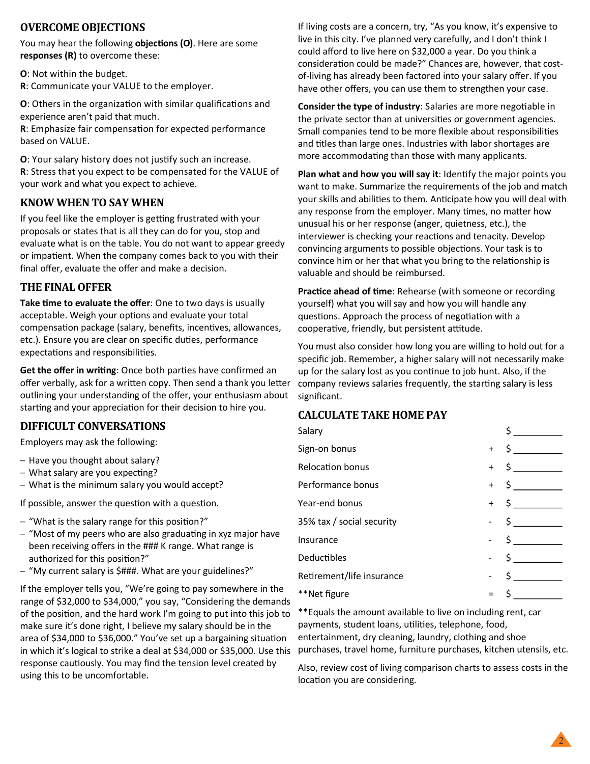## OVERCOME OBJECTIONS

You may hear the following **objections (O)**. Here are some **responses (R)** to overcome these:

**O**: Not within the budget.
**R**: Communicate your VALUE to the employer.

**O**: Others in the organization with similar qualifications and experience aren't paid that much.
**R**: Emphasize fair compensation for expected performance based on VALUE.

**O**: Your salary history does not justify such an increase.
**R**: Stress that you expect to be compensated for the VALUE of your work and what you expect to achieve.

## KNOW WHEN TO SAY WHEN

If you feel like the employer is getting frustrated with your proposals or states that is all they can do for you, stop and evaluate what is on the table. You do not want to appear greedy or impatient. When the company comes back to you with their final offer, evaluate the offer and make a decision.

## THE FINAL OFFER

**Take time to evaluate the offer**: One to two days is usually acceptable. Weigh your options and evaluate your total compensation package (salary, benefits, incentives, allowances, etc.). Ensure you are clear on specific duties, performance expectations and responsibilities.

**Get the offer in writing**: Once both parties have confirmed an offer verbally, ask for a written copy. Then send a thank you letter outlining your understanding of the offer, your enthusiasm about starting and your appreciation for their decision to hire you.

## DIFFICULT CONVERSATIONS

Employers may ask the following:

- Have you thought about salary?
- What salary are you expecting?
- What is the minimum salary you would accept?

If possible, answer the question with a question.

- "What is the salary range for this position?"
- "Most of my peers who are also graduating in xyz major have been receiving offers in the ### K range. What range is authorized for this position?"
- "My current salary is $###. What are your guidelines?"

If the employer tells you, "We're going to pay somewhere in the range of $32,000 to $34,000," you say, "Considering the demands of the position, and the hard work I'm going to put into this job to make sure it's done right, I believe my salary should be in the area of $34,000 to $36,000." You've set up a bargaining situation in which it's logical to strike a deal at $34,000 or $35,000. Use this response cautiously. You may find the tension level created by using this to be uncomfortable.

If living costs are a concern, try, "As you know, it's expensive to live in this city. I've planned very carefully, and I don't think I could afford to live here on $32,000 a year. Do you think a consideration could be made?" Chances are, however, that cost-of-living has already been factored into your salary offer. If you have other offers, you can use them to strengthen your case.

**Consider the type of industry**: Salaries are more negotiable in the private sector than at universities or government agencies. Small companies tend to be more flexible about responsibilities and titles than large ones. Industries with labor shortages are more accommodating than those with many applicants.

**Plan what and how you will say it**: Identify the major points you want to make. Summarize the requirements of the job and match your skills and abilities to them. Anticipate how you will deal with any response from the employer. Many times, no matter how unusual his or her response (anger, quietness, etc.), the interviewer is checking your reactions and tenacity. Develop convincing arguments to possible objections. Your task is to convince him or her that what you bring to the relationship is valuable and should be reimbursed.

**Practice ahead of time**: Rehearse (with someone or recording yourself) what you will say and how you will handle any questions. Approach the process of negotiation with a cooperative, friendly, but persistent attitude.

You must also consider how long you are willing to hold out for a specific job. Remember, a higher salary will not necessarily make up for the salary lost as you continue to job hunt. Also, if the company reviews salaries frequently, the starting salary is less significant.

## CALCULATE TAKE HOME PAY

| | | |
|---|---|---|
| Salary | | $ ________ |
| Sign-on bonus | + | $ ________ |
| Relocation bonus | + | $ ________ |
| Performance bonus | + | $ ________ |
| Year-end bonus | + | $ ________ |
| 35% tax / social security | - | $ ________ |
| Insurance | - | $ ________ |
| Deductibles | - | $ ________ |
| Retirement/life insurance | - | $ ________ |
| **Net figure | = | $ ________ |

**Equals the amount available to live on including rent, car payments, student loans, utilities, telephone, food, entertainment, dry cleaning, laundry, clothing and shoe purchases, travel home, furniture purchases, kitchen utensils, etc.

Also, review cost of living comparison charts to assess costs in the location you are considering.